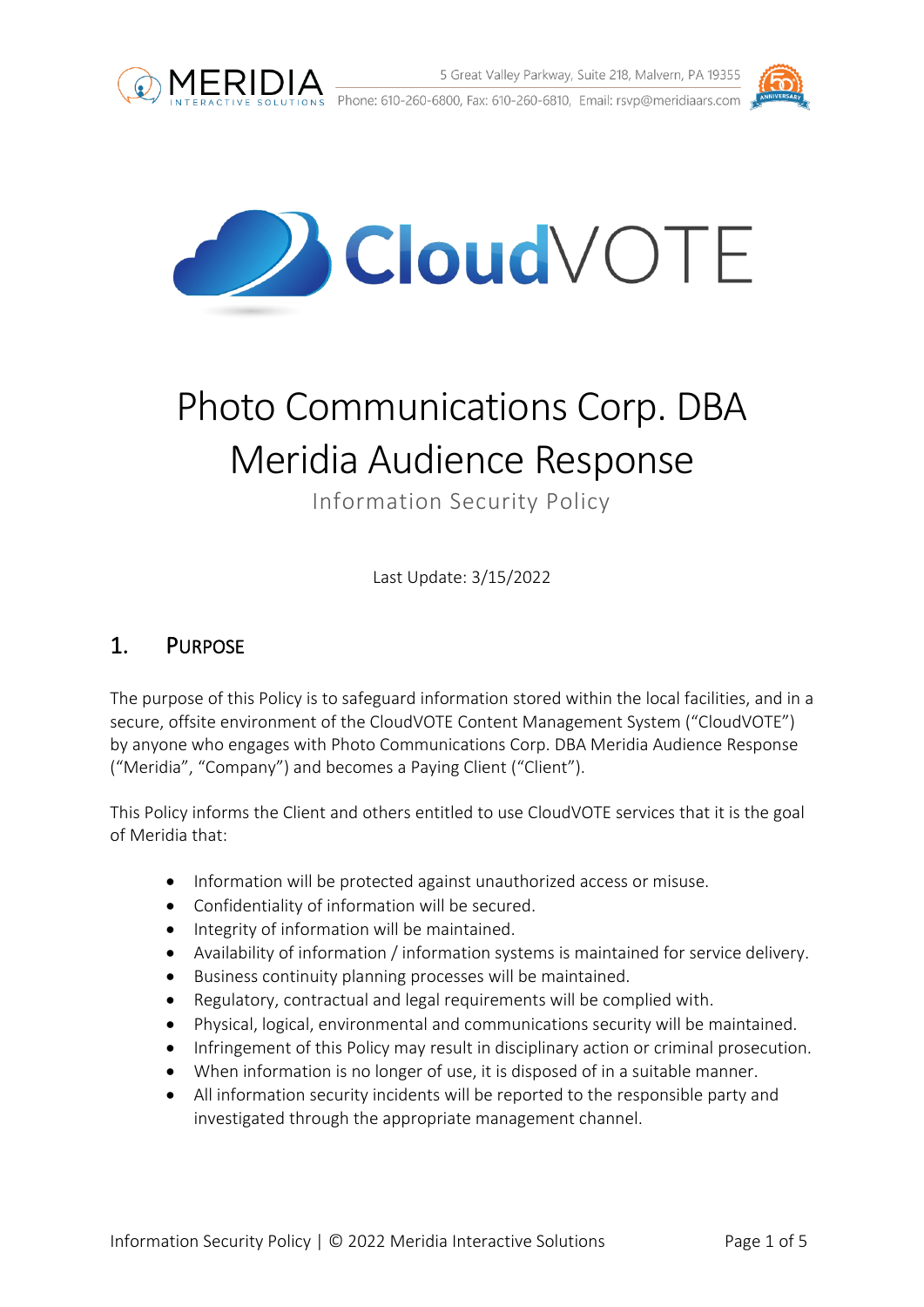# Photo Communications Corp. DBA Meridia Audience Response

Information Security Policy

Last Update: 3/15/2022

## 1. Purpose

The purpose of this Policy is to safeguard information stored within the local facilities, and in a secure, offsite environment of the CloudVOTE Content Management System ("CloudVOTE") by anyone who engages with Photo Communications Corp. DBA Meridia Audience Response ("Meridia", "Company") and becomes a Paying Client ("Client").

This Policy informs the Client and others entitled to use CloudVOTE services that it is the goal of Meridia that:

- Information will be protected against unauthorized access or misuse.
- Confidentiality of information will be secured.
- Integrity of information will be maintained.
- Availability of information / information systems is maintained for service delivery.
- Business continuity planning processes will be maintained.
- Regulatory, contractual and legal requirements will be complied with.
- Physical, logical, environmental and communications security will be maintained.
- Infringement of this Policy may result in disciplinary action or criminal prosecution.
- When information is no longer of use, it is disposed of in a suitable manner.
- All information security incidents will be reported to the responsible party and investigated through the appropriate management channel.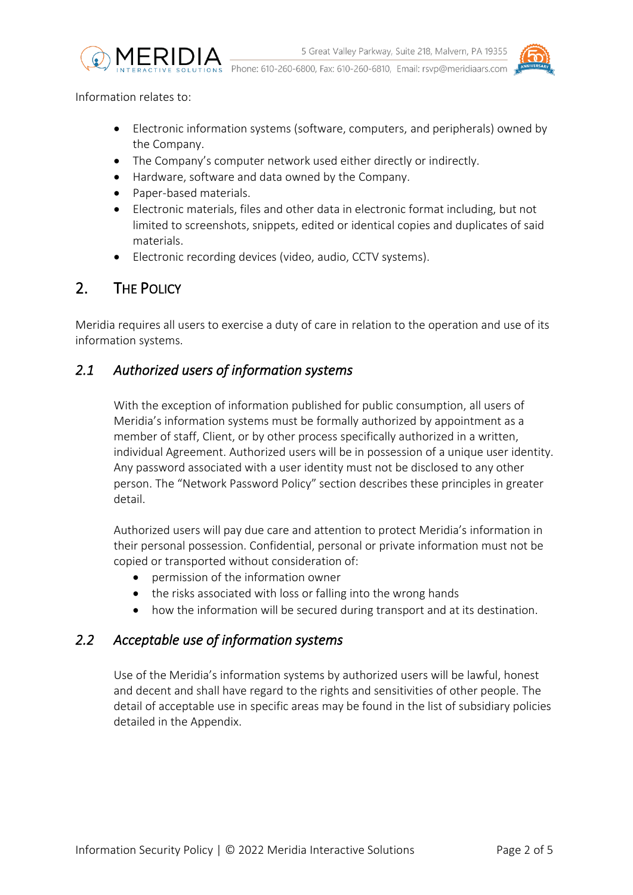Information relates to:

- Electronic information systems (software, computers, and peripherals) owned by the Company.
- The Company's computer network used either directly or indirectly.
- Hardware, software and data owned by the Company.
- Paper-based materials.
- Electronic materials, files and other data in electronic format including, but not limited to screenshots, snippets, edited or identical copies and duplicates of said materials.
- Electronic recording devices (video, audio, CCTV systems).

## 2. The Policy

Meridia requires all users to exercise a duty of care in relation to the operation and use of its information systems.

### *2.1 Authorized users of information systems*

With the exception of information published for public consumption, all users of Meridia's information systems must be formally authorized by appointment as a member of staff, Client, or by other process specifically authorized in a written, individual Agreement. Authorized users will be in possession of a unique user identity. Any password associated with a user identity must not be disclosed to any other person. The "Network Password Policy" section describes these principles in greater detail.

Authorized users will pay due care and attention to protect Meridia's information in their personal possession. Confidential, personal or private information must not be copied or transported without consideration of:

- permission of the information owner
- the risks associated with loss or falling into the wrong hands
- how the information will be secured during transport and at its destination.

### *2.2 Acceptable use of information systems*

Use of the Meridia's information systems by authorized users will be lawful, honest and decent and shall have regard to the rights and sensitivities of other people. The detail of acceptable use in specific areas may be found in the list of subsidiary policies detailed in the Appendix.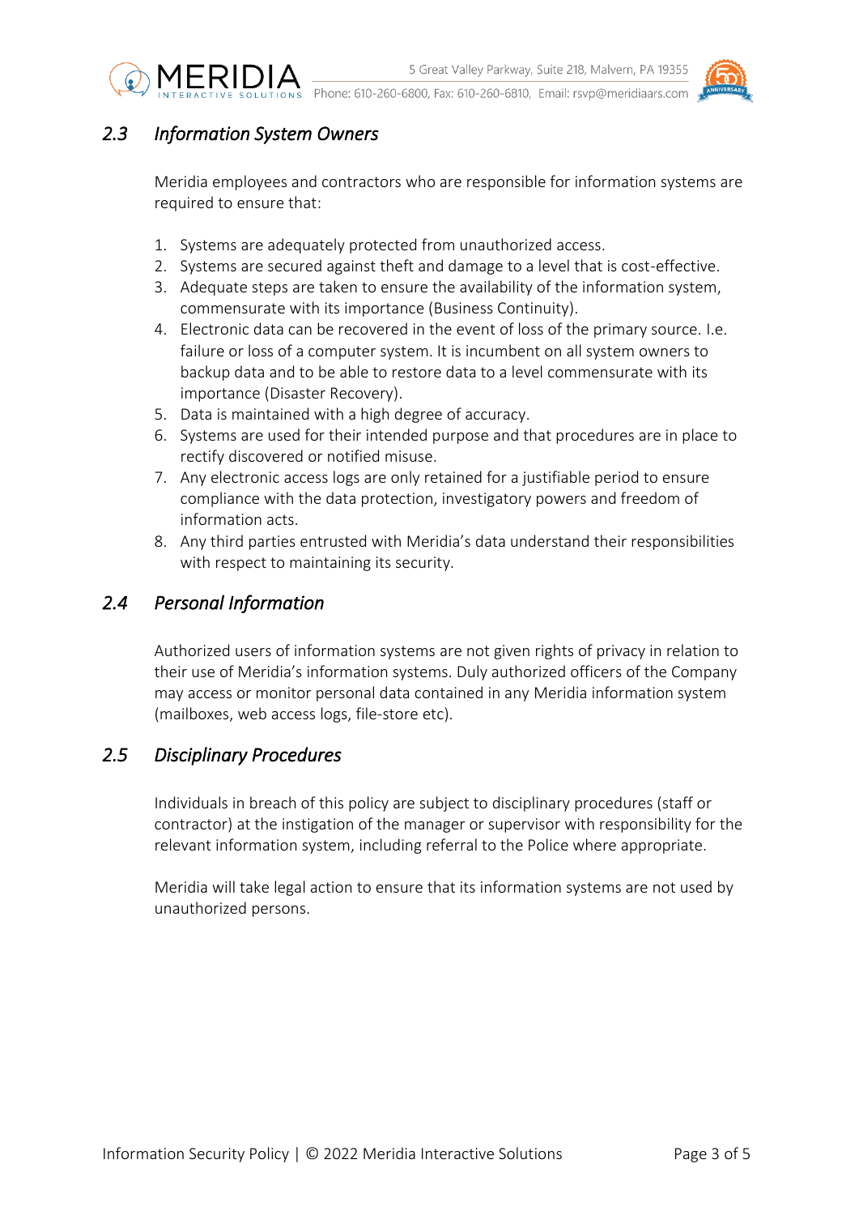### *2.3 Information System Owners*

Meridia employees and contractors who are responsible for information systems are required to ensure that:

1. Systems are adequately protected from unauthorized access.
2. Systems are secured against theft and damage to a level that is cost-effective.
3. Adequate steps are taken to ensure the availability of the information system, commensurate with its importance (Business Continuity).
4. Electronic data can be recovered in the event of loss of the primary source. I.e. failure or loss of a computer system. It is incumbent on all system owners to backup data and to be able to restore data to a level commensurate with its importance (Disaster Recovery).
5. Data is maintained with a high degree of accuracy.
6. Systems are used for their intended purpose and that procedures are in place to rectify discovered or notified misuse.
7. Any electronic access logs are only retained for a justifiable period to ensure compliance with the data protection, investigatory powers and freedom of information acts.
8. Any third parties entrusted with Meridia's data understand their responsibilities with respect to maintaining its security.

### *2.4 Personal Information*

Authorized users of information systems are not given rights of privacy in relation to their use of Meridia's information systems. Duly authorized officers of the Company may access or monitor personal data contained in any Meridia information system (mailboxes, web access logs, file-store etc).

### *2.5 Disciplinary Procedures*

Individuals in breach of this policy are subject to disciplinary procedures (staff or contractor) at the instigation of the manager or supervisor with responsibility for the relevant information system, including referral to the Police where appropriate.

Meridia will take legal action to ensure that its information systems are not used by unauthorized persons.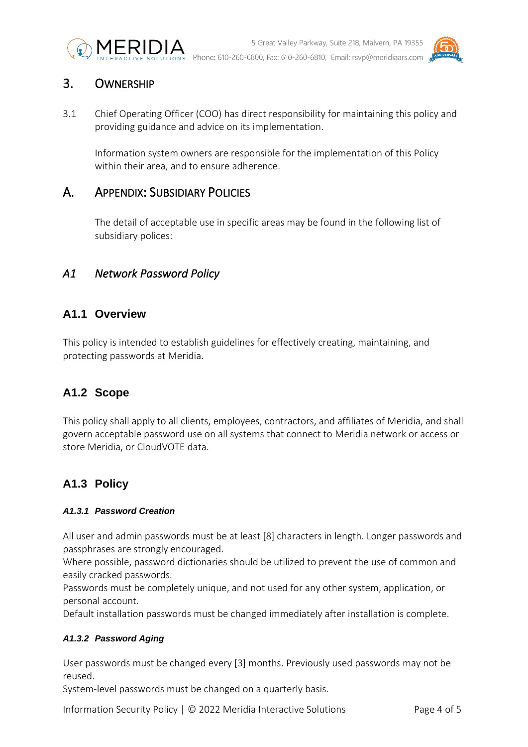## 3. Ownership

3.1 Chief Operating Officer (COO) has direct responsibility for maintaining this policy and providing guidance and advice on its implementation.

Information system owners are responsible for the implementation of this Policy within their area, and to ensure adherence.

## A. Appendix: Subsidiary Policies

The detail of acceptable use in specific areas may be found in the following list of subsidiary polices:

### *A1 Network Password Policy*

### A1.1 Overview

This policy is intended to establish guidelines for effectively creating, maintaining, and protecting passwords at Meridia.

### A1.2 Scope

This policy shall apply to all clients, employees, contractors, and affiliates of Meridia, and shall govern acceptable password use on all systems that connect to Meridia network or access or store Meridia, or CloudVOTE data.

### A1.3 Policy

#### *A1.3.1 Password Creation*

All user and admin passwords must be at least [8] characters in length. Longer passwords and passphrases are strongly encouraged.
Where possible, password dictionaries should be utilized to prevent the use of common and easily cracked passwords.
Passwords must be completely unique, and not used for any other system, application, or personal account.
Default installation passwords must be changed immediately after installation is complete.

#### *A1.3.2 Password Aging*

User passwords must be changed every [3] months. Previously used passwords may not be reused.
System-level passwords must be changed on a quarterly basis.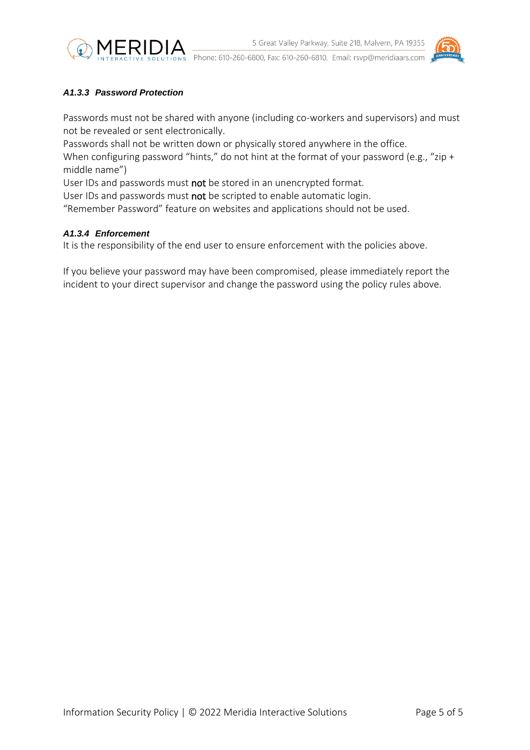#### *A1.3.3 Password Protection*

Passwords must not be shared with anyone (including co-workers and supervisors) and must not be revealed or sent electronically.
Passwords shall not be written down or physically stored anywhere in the office.
When configuring password "hints," do not hint at the format of your password (e.g., "zip + middle name")
User IDs and passwords must **not** be stored in an unencrypted format.
User IDs and passwords must **not** be scripted to enable automatic login.
"Remember Password" feature on websites and applications should not be used.

#### *A1.3.4 Enforcement*

It is the responsibility of the end user to ensure enforcement with the policies above.

If you believe your password may have been compromised, please immediately report the incident to your direct supervisor and change the password using the policy rules above.